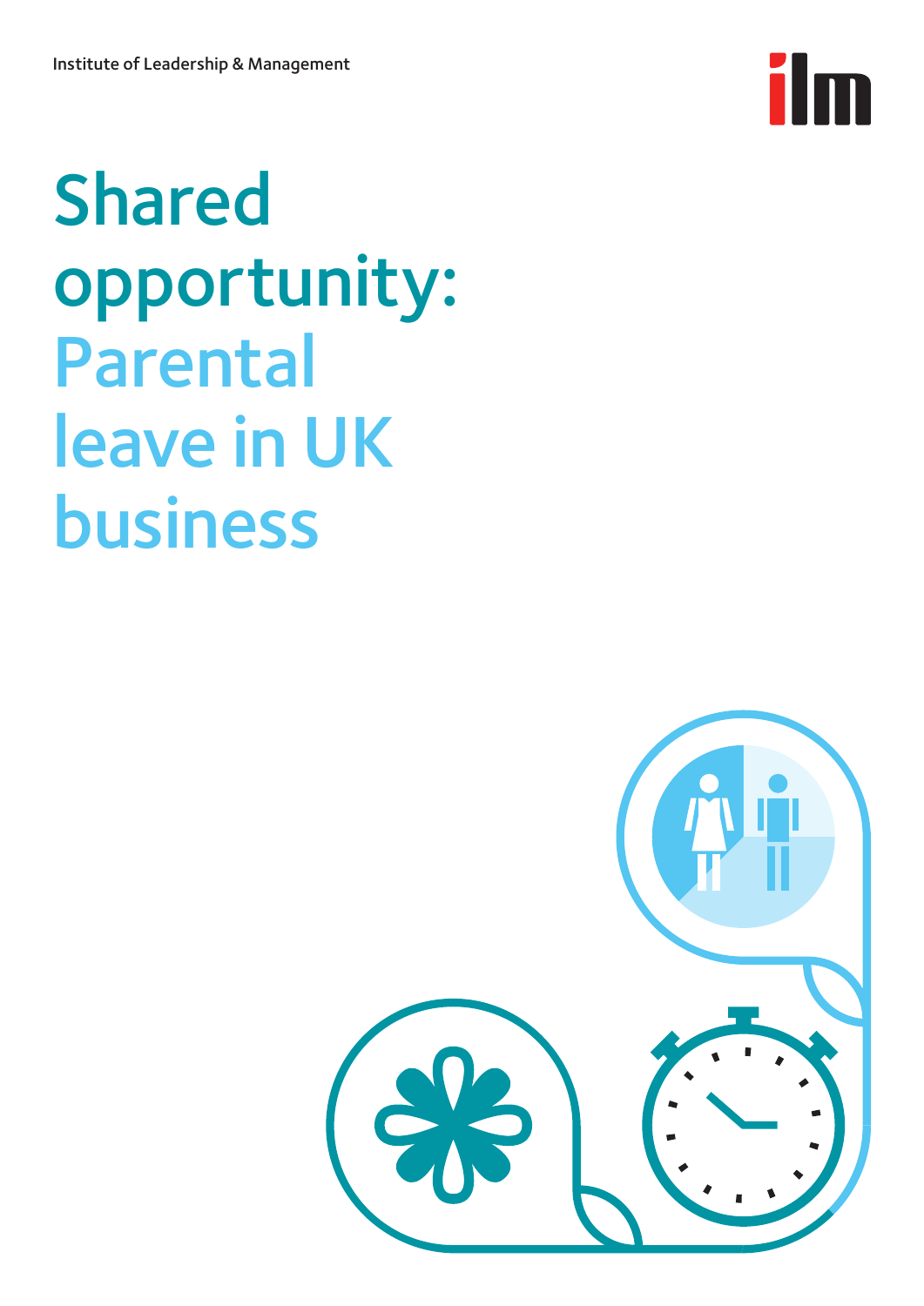Institute of Leadership & Management

# Shared opportunity: Parental leave in UK business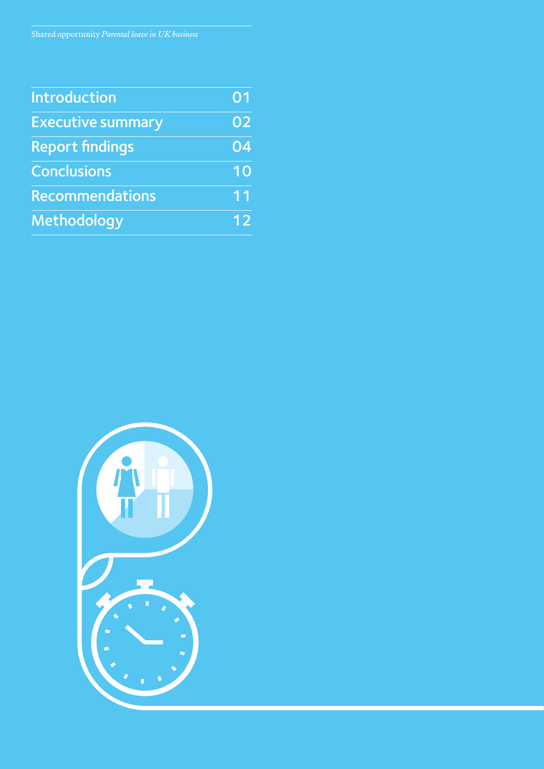| Introduction | 01 |
| --- | --- |
| Executive summary | 02 |
| Report findings | 04 |
| Conclusions | 10 |
| Recommendations | 11 |
| Methodology | 12 |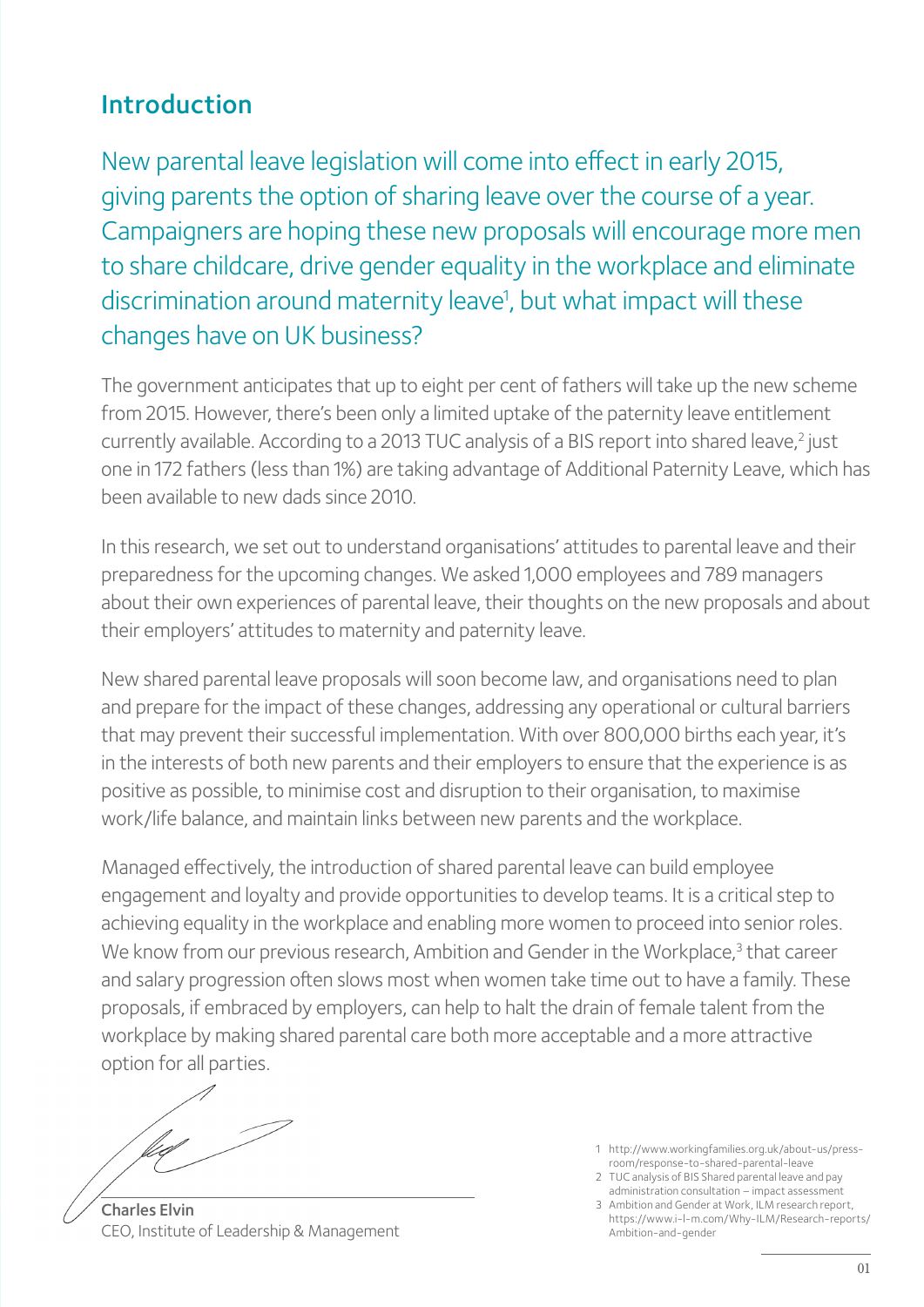## Introduction

New parental leave legislation will come into effect in early 2015, giving parents the option of sharing leave over the course of a year. Campaigners are hoping these new proposals will encourage more men to share childcare, drive gender equality in the workplace and eliminate discrimination around maternity leave[1], but what impact will these changes have on UK business?

The government anticipates that up to eight per cent of fathers will take up the new scheme from 2015. However, there's been only a limited uptake of the paternity leave entitlement currently available. According to a 2013 TUC analysis of a BIS report into shared leave,[2] just one in 172 fathers (less than 1%) are taking advantage of Additional Paternity Leave, which has been available to new dads since 2010.

In this research, we set out to understand organisations' attitudes to parental leave and their preparedness for the upcoming changes. We asked 1,000 employees and 789 managers about their own experiences of parental leave, their thoughts on the new proposals and about their employers' attitudes to maternity and paternity leave.

New shared parental leave proposals will soon become law, and organisations need to plan and prepare for the impact of these changes, addressing any operational or cultural barriers that may prevent their successful implementation. With over 800,000 births each year, it's in the interests of both new parents and their employers to ensure that the experience is as positive as possible, to minimise cost and disruption to their organisation, to maximise work/life balance, and maintain links between new parents and the workplace.

Managed effectively, the introduction of shared parental leave can build employee engagement and loyalty and provide opportunities to develop teams. It is a critical step to achieving equality in the workplace and enabling more women to proceed into senior roles. We know from our previous research, Ambition and Gender in the Workplace,[3] that career and salary progression often slows most when women take time out to have a family. These proposals, if embraced by employers, can help to halt the drain of female talent from the workplace by making shared parental care both more acceptable and a more attractive option for all parties.

**Charles Elvin**
CEO, Institute of Leadership & Management

1 http://www.workingfamilies.org.uk/about-us/press-room/response-to-shared-parental-leave
2 TUC analysis of BIS Shared parental leave and pay administration consultation – impact assessment
3 Ambition and Gender at Work, ILM research report, https://www.i-l-m.com/Why-ILM/Research-reports/Ambition-and-gender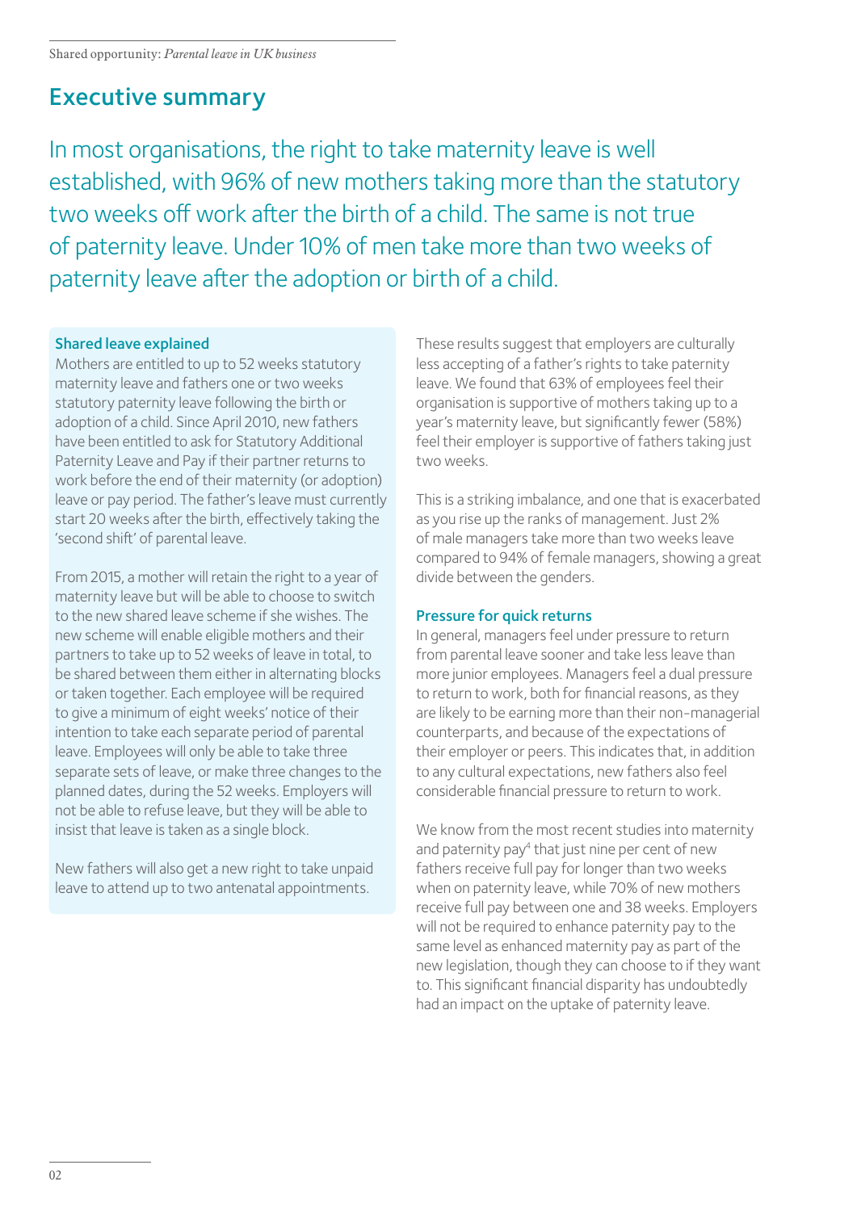## Executive summary

In most organisations, the right to take maternity leave is well established, with 96% of new mothers taking more than the statutory two weeks off work after the birth of a child. The same is not true of paternity leave. Under 10% of men take more than two weeks of paternity leave after the adoption or birth of a child.

### Shared leave explained

Mothers are entitled to up to 52 weeks statutory maternity leave and fathers one or two weeks statutory paternity leave following the birth or adoption of a child. Since April 2010, new fathers have been entitled to ask for Statutory Additional Paternity Leave and Pay if their partner returns to work before the end of their maternity (or adoption) leave or pay period. The father's leave must currently start 20 weeks after the birth, effectively taking the 'second shift' of parental leave.

From 2015, a mother will retain the right to a year of maternity leave but will be able to choose to switch to the new shared leave scheme if she wishes. The new scheme will enable eligible mothers and their partners to take up to 52 weeks of leave in total, to be shared between them either in alternating blocks or taken together. Each employee will be required to give a minimum of eight weeks' notice of their intention to take each separate period of parental leave. Employees will only be able to take three separate sets of leave, or make three changes to the planned dates, during the 52 weeks. Employers will not be able to refuse leave, but they will be able to insist that leave is taken as a single block.

New fathers will also get a new right to take unpaid leave to attend up to two antenatal appointments.

These results suggest that employers are culturally less accepting of a father's rights to take paternity leave. We found that 63% of employees feel their organisation is supportive of mothers taking up to a year's maternity leave, but significantly fewer (58%) feel their employer is supportive of fathers taking just two weeks.

This is a striking imbalance, and one that is exacerbated as you rise up the ranks of management. Just 2% of male managers take more than two weeks leave compared to 94% of female managers, showing a great divide between the genders.

### Pressure for quick returns

In general, managers feel under pressure to return from parental leave sooner and take less leave than more junior employees. Managers feel a dual pressure to return to work, both for financial reasons, as they are likely to be earning more than their non-managerial counterparts, and because of the expectations of their employer or peers. This indicates that, in addition to any cultural expectations, new fathers also feel considerable financial pressure to return to work.

We know from the most recent studies into maternity and paternity pay[4] that just nine per cent of new fathers receive full pay for longer than two weeks when on paternity leave, while 70% of new mothers receive full pay between one and 38 weeks. Employers will not be required to enhance paternity pay to the same level as enhanced maternity pay as part of the new legislation, though they can choose to if they want to. This significant financial disparity has undoubtedly had an impact on the uptake of paternity leave.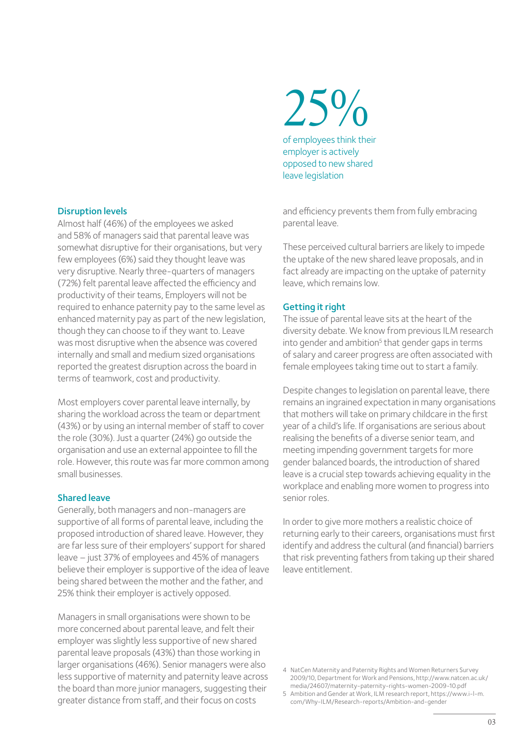25%

of employees think their employer is actively opposed to new shared leave legislation

### Disruption levels

Almost half (46%) of the employees we asked and 58% of managers said that parental leave was somewhat disruptive for their organisations, but very few employees (6%) said they thought leave was very disruptive. Nearly three-quarters of managers (72%) felt parental leave affected the efficiency and productivity of their teams, Employers will not be required to enhance paternity pay to the same level as enhanced maternity pay as part of the new legislation, though they can choose to if they want to. Leave was most disruptive when the absence was covered internally and small and medium sized organisations reported the greatest disruption across the board in terms of teamwork, cost and productivity.

Most employers cover parental leave internally, by sharing the workload across the team or department (43%) or by using an internal member of staff to cover the role (30%). Just a quarter (24%) go outside the organisation and use an external appointee to fill the role. However, this route was far more common among small businesses.

### Shared leave

Generally, both managers and non-managers are supportive of all forms of parental leave, including the proposed introduction of shared leave. However, they are far less sure of their employers' support for shared leave – just 37% of employees and 45% of managers believe their employer is supportive of the idea of leave being shared between the mother and the father, and 25% think their employer is actively opposed.

Managers in small organisations were shown to be more concerned about parental leave, and felt their employer was slightly less supportive of new shared parental leave proposals (43%) than those working in larger organisations (46%). Senior managers were also less supportive of maternity and paternity leave across the board than more junior managers, suggesting their greater distance from staff, and their focus on costs and efficiency prevents them from fully embracing parental leave.

These perceived cultural barriers are likely to impede the uptake of the new shared leave proposals, and in fact already are impacting on the uptake of paternity leave, which remains low.

### Getting it right

The issue of parental leave sits at the heart of the diversity debate. We know from previous ILM research into gender and ambition[5] that gender gaps in terms of salary and career progress are often associated with female employees taking time out to start a family.

Despite changes to legislation on parental leave, there remains an ingrained expectation in many organisations that mothers will take on primary childcare in the first year of a child's life. If organisations are serious about realising the benefits of a diverse senior team, and meeting impending government targets for more gender balanced boards, the introduction of shared leave is a crucial step towards achieving equality in the workplace and enabling more women to progress into senior roles.

In order to give more mothers a realistic choice of returning early to their careers, organisations must first identify and address the cultural (and financial) barriers that risk preventing fathers from taking up their shared leave entitlement.

4 NatCen Maternity and Paternity Rights and Women Returners Survey 2009/10, Department for Work and Pensions, http://www.natcen.ac.uk/media/24607/maternity-paternity-rights-women-2009-10.pdf

5 Ambition and Gender at Work, ILM research report, https://www.i-l-m.com/Why-ILM/Research-reports/Ambition-and-gender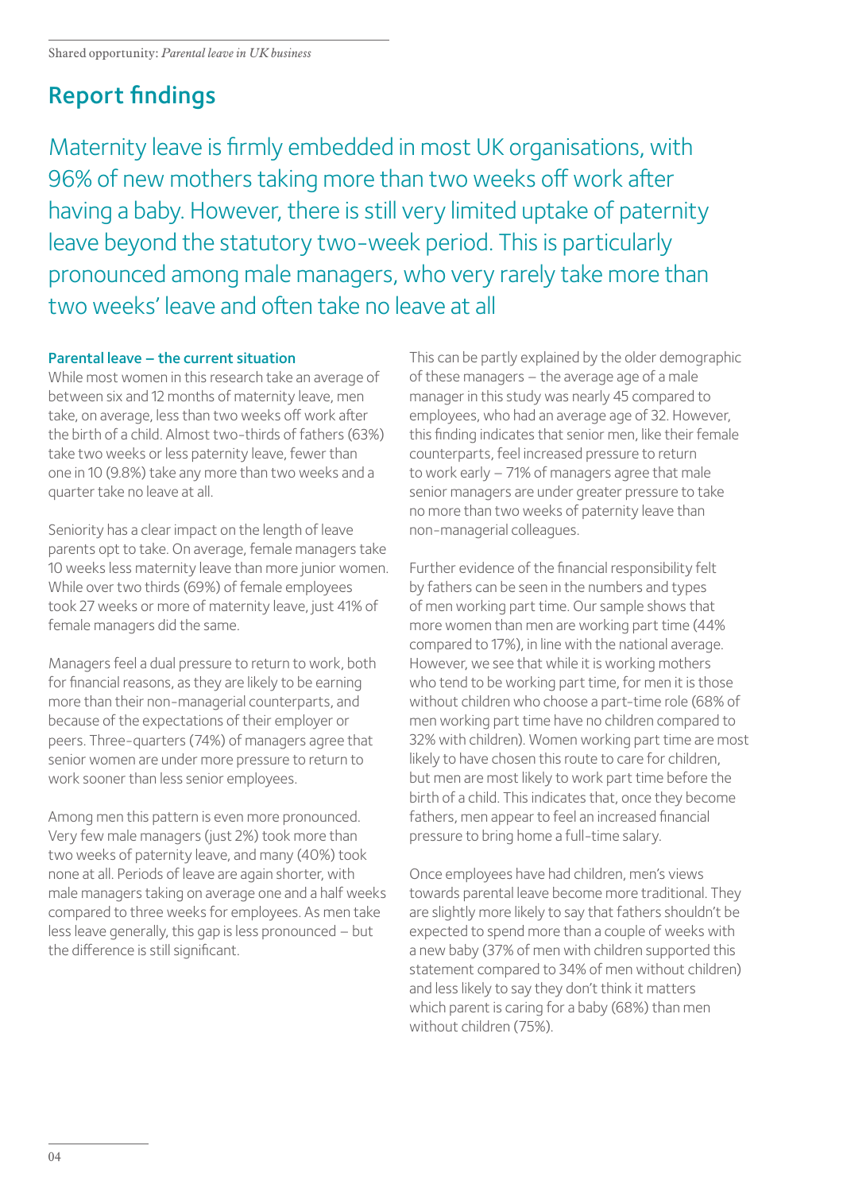## Report findings

Maternity leave is firmly embedded in most UK organisations, with 96% of new mothers taking more than two weeks off work after having a baby. However, there is still very limited uptake of paternity leave beyond the statutory two-week period. This is particularly pronounced among male managers, who very rarely take more than two weeks' leave and often take no leave at all

### Parental leave – the current situation

While most women in this research take an average of between six and 12 months of maternity leave, men take, on average, less than two weeks off work after the birth of a child. Almost two-thirds of fathers (63%) take two weeks or less paternity leave, fewer than one in 10 (9.8%) take any more than two weeks and a quarter take no leave at all.

Seniority has a clear impact on the length of leave parents opt to take. On average, female managers take 10 weeks less maternity leave than more junior women. While over two thirds (69%) of female employees took 27 weeks or more of maternity leave, just 41% of female managers did the same.

Managers feel a dual pressure to return to work, both for financial reasons, as they are likely to be earning more than their non-managerial counterparts, and because of the expectations of their employer or peers. Three-quarters (74%) of managers agree that senior women are under more pressure to return to work sooner than less senior employees.

Among men this pattern is even more pronounced. Very few male managers (just 2%) took more than two weeks of paternity leave, and many (40%) took none at all. Periods of leave are again shorter, with male managers taking on average one and a half weeks compared to three weeks for employees. As men take less leave generally, this gap is less pronounced – but the difference is still significant.

This can be partly explained by the older demographic of these managers – the average age of a male manager in this study was nearly 45 compared to employees, who had an average age of 32. However, this finding indicates that senior men, like their female counterparts, feel increased pressure to return to work early – 71% of managers agree that male senior managers are under greater pressure to take no more than two weeks of paternity leave than non-managerial colleagues.

Further evidence of the financial responsibility felt by fathers can be seen in the numbers and types of men working part time. Our sample shows that more women than men are working part time (44% compared to 17%), in line with the national average. However, we see that while it is working mothers who tend to be working part time, for men it is those without children who choose a part-time role (68% of men working part time have no children compared to 32% with children). Women working part time are most likely to have chosen this route to care for children, but men are most likely to work part time before the birth of a child. This indicates that, once they become fathers, men appear to feel an increased financial pressure to bring home a full-time salary.

Once employees have had children, men's views towards parental leave become more traditional. They are slightly more likely to say that fathers shouldn't be expected to spend more than a couple of weeks with a new baby (37% of men with children supported this statement compared to 34% of men without children) and less likely to say they don't think it matters which parent is caring for a baby (68%) than men without children (75%).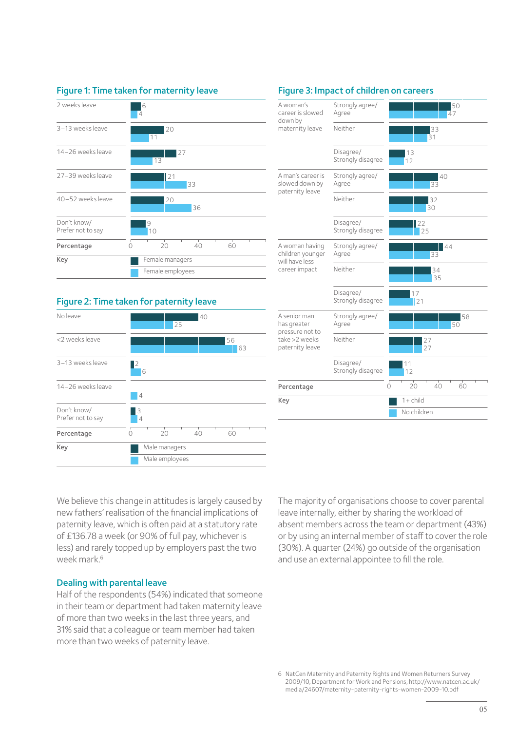## Figure 1: Time taken for maternity leave

| | Female managers | Female employees |
|---|---|---|
| 2 weeks leave | 6 | 4 |
| 3–13 weeks leave | 20 | 11 |
| 14–26 weeks leave | 27 | 13 |
| 27–39 weeks leave | 21 | 33 |
| 40–52 weeks leave | 20 | 36 |
| Don't know/Prefer not to say | 9 | 10 |

Percentage

## Figure 2: Time taken for paternity leave

| | Male managers | Male employees |
|---|---|---|
| No leave | 40 | 25 |
| <2 weeks leave | 56 | 63 |
| 3–13 weeks leave | 2 | 6 |
| 14–26 weeks leave | | 4 |
| Don't know/Prefer not to say | 3 | 4 |

Percentage

## Figure 3: Impact of children on careers

| Statement | Response | 1+ child | No children |
|---|---|---|---|
| A woman's career is slowed down by maternity leave | Strongly agree/Agree | 50 | 47 |
| | Neither | 33 | 31 |
| | Disagree/Strongly disagree | 13 | 12 |
| A man's career is slowed down by paternity leave | Strongly agree/Agree | 40 | 33 |
| | Neither | 32 | 30 |
| | Disagree/Strongly disagree | 22 | 25 |
| A woman having children younger will have less career impact | Strongly agree/Agree | 44 | 33 |
| | Neither | 34 | 35 |
| | Disagree/Strongly disagree | 17 | 21 |
| A senior man has greater pressure not to take >2 weeks paternity leave | Strongly agree/Agree | 58 | 50 |
| | Neither | 27 | 27 |
| | Disagree/Strongly disagree | 11 | 12 |

Percentage

We believe this change in attitudes is largely caused by new fathers' realisation of the financial implications of paternity leave, which is often paid at a statutory rate of £136.78 a week (or 90% of full pay, whichever is less) and rarely topped up by employers past the two week mark.[6]

### Dealing with parental leave

Half of the respondents (54%) indicated that someone in their team or department had taken maternity leave of more than two weeks in the last three years, and 31% said that a colleague or team member had taken more than two weeks of paternity leave.

The majority of organisations choose to cover parental leave internally, either by sharing the workload of absent members across the team or department (43%) or by using an internal member of staff to cover the role (30%). A quarter (24%) go outside of the organisation and use an external appointee to fill the role.

6 NatCen Maternity and Paternity Rights and Women Returners Survey 2009/10, Department for Work and Pensions, http://www.natcen.ac.uk/media/24607/maternity-paternity-rights-women-2009-10.pdf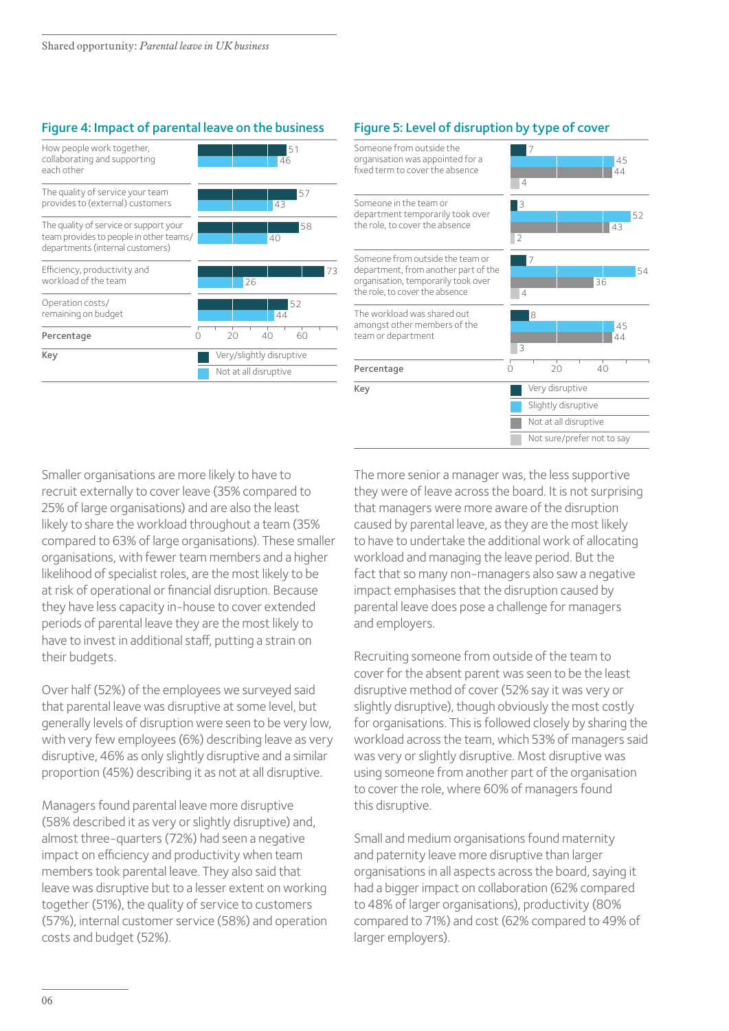## Figure 4: Impact of parental leave on the business

| | Very/slightly disruptive | Not at all disruptive |
|---|---|---|
| How people work together, collaborating and supporting each other | 51 | 46 |
| The quality of service your team provides to (external) customers | 57 | 43 |
| The quality of service or support your team provides to people in other teams/departments (internal customers) | 58 | 40 |
| Efficiency, productivity and workload of the team | 73 | 26 |
| Operation costs/remaining on budget | 52 | 44 |

Percentage

## Figure 5: Level of disruption by type of cover

| | Very disruptive | Slightly disruptive | Not at all disruptive | Not sure/prefer not to say |
|---|---|---|---|---|
| Someone from outside the organisation was appointed for a fixed term to cover the absence | 7 | 45 | 44 | 4 |
| Someone in the team or department temporarily took over the role, to cover the absence | 3 | 52 | 43 | 2 |
| Someone from outside the team or department, from another part of the organisation, temporarily took over the role, to cover the absence | 7 | 54 | 36 | 4 |
| The workload was shared out amongst other members of the team or department | 8 | 45 | 44 | 3 |

Percentage

Smaller organisations are more likely to have to recruit externally to cover leave (35% compared to 25% of large organisations) and are also the least likely to share the workload throughout a team (35% compared to 63% of large organisations). These smaller organisations, with fewer team members and a higher likelihood of specialist roles, are the most likely to be at risk of operational or financial disruption. Because they have less capacity in-house to cover extended periods of parental leave they are the most likely to have to invest in additional staff, putting a strain on their budgets.

Over half (52%) of the employees we surveyed said that parental leave was disruptive at some level, but generally levels of disruption were seen to be very low, with very few employees (6%) describing leave as very disruptive, 46% as only slightly disruptive and a similar proportion (45%) describing it as not at all disruptive.

Managers found parental leave more disruptive (58% described it as very or slightly disruptive) and, almost three-quarters (72%) had seen a negative impact on efficiency and productivity when team members took parental leave. They also said that leave was disruptive but to a lesser extent on working together (51%), the quality of service to customers (57%), internal customer service (58%) and operation costs and budget (52%).

The more senior a manager was, the less supportive they were of leave across the board. It is not surprising that managers were more aware of the disruption caused by parental leave, as they are the most likely to have to undertake the additional work of allocating workload and managing the leave period. But the fact that so many non-managers also saw a negative impact emphasises that the disruption caused by parental leave does pose a challenge for managers and employers.

Recruiting someone from outside of the team to cover for the absent parent was seen to be the least disruptive method of cover (52% say it was very or slightly disruptive), though obviously the most costly for organisations. This is followed closely by sharing the workload across the team, which 53% of managers said was very or slightly disruptive. Most disruptive was using someone from another part of the organisation to cover the role, where 60% of managers found this disruptive.

Small and medium organisations found maternity and paternity leave more disruptive than larger organisations in all aspects across the board, saying it had a bigger impact on collaboration (62% compared to 48% of larger organisations), productivity (80% compared to 71%) and cost (62% compared to 49% of larger employers).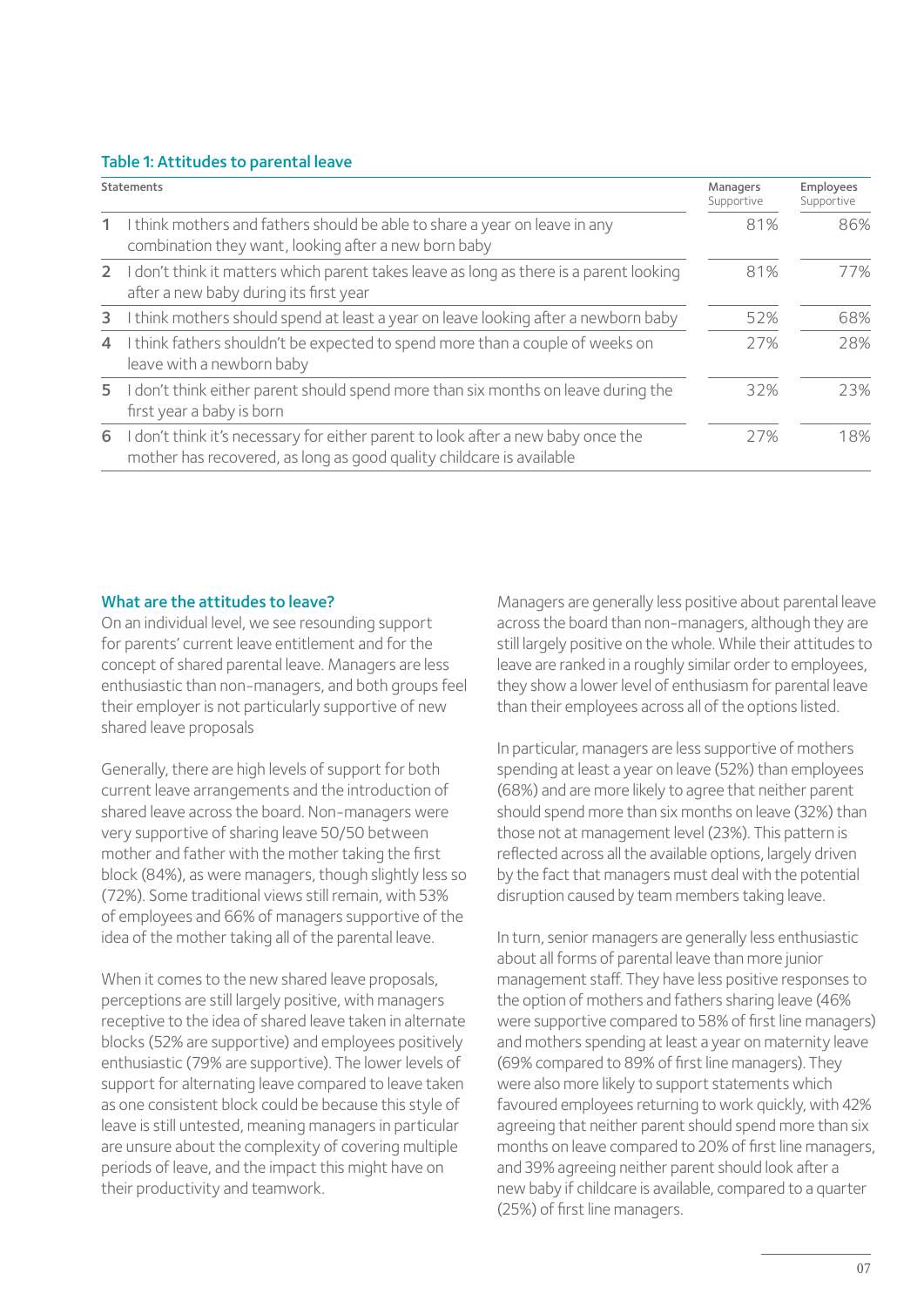**Table 1: Attitudes to parental leave**

| | Statements | Managers Supportive | Employees Supportive |
|---|---|---|---|
| 1 | I think mothers and fathers should be able to share a year on leave in any combination they want, looking after a new born baby | 81% | 86% |
| 2 | I don't think it matters which parent takes leave as long as there is a parent looking after a new baby during its first year | 81% | 77% |
| 3 | I think mothers should spend at least a year on leave looking after a newborn baby | 52% | 68% |
| 4 | I think fathers shouldn't be expected to spend more than a couple of weeks on leave with a newborn baby | 27% | 28% |
| 5 | I don't think either parent should spend more than six months on leave during the first year a baby is born | 32% | 23% |
| 6 | I don't think it's necessary for either parent to look after a new baby once the mother has recovered, as long as good quality childcare is available | 27% | 18% |

## What are the attitudes to leave?

On an individual level, we see resounding support for parents' current leave entitlement and for the concept of shared parental leave. Managers are less enthusiastic than non-managers, and both groups feel their employer is not particularly supportive of new shared leave proposals

Generally, there are high levels of support for both current leave arrangements and the introduction of shared leave across the board. Non-managers were very supportive of sharing leave 50/50 between mother and father with the mother taking the first block (84%), as were managers, though slightly less so (72%). Some traditional views still remain, with 53% of employees and 66% of managers supportive of the idea of the mother taking all of the parental leave.

When it comes to the new shared leave proposals, perceptions are still largely positive, with managers receptive to the idea of shared leave taken in alternate blocks (52% are supportive) and employees positively enthusiastic (79% are supportive). The lower levels of support for alternating leave compared to leave taken as one consistent block could be because this style of leave is still untested, meaning managers in particular are unsure about the complexity of covering multiple periods of leave, and the impact this might have on their productivity and teamwork.

Managers are generally less positive about parental leave across the board than non-managers, although they are still largely positive on the whole. While their attitudes to leave are ranked in a roughly similar order to employees, they show a lower level of enthusiasm for parental leave than their employees across all of the options listed.

In particular, managers are less supportive of mothers spending at least a year on leave (52%) than employees (68%) and are more likely to agree that neither parent should spend more than six months on leave (32%) than those not at management level (23%). This pattern is reflected across all the available options, largely driven by the fact that managers must deal with the potential disruption caused by team members taking leave.

In turn, senior managers are generally less enthusiastic about all forms of parental leave than more junior management staff. They have less positive responses to the option of mothers and fathers sharing leave (46% were supportive compared to 58% of first line managers) and mothers spending at least a year on maternity leave (69% compared to 89% of first line managers). They were also more likely to support statements which favoured employees returning to work quickly, with 42% agreeing that neither parent should spend more than six months on leave compared to 20% of first line managers, and 39% agreeing neither parent should look after a new baby if childcare is available, compared to a quarter (25%) of first line managers.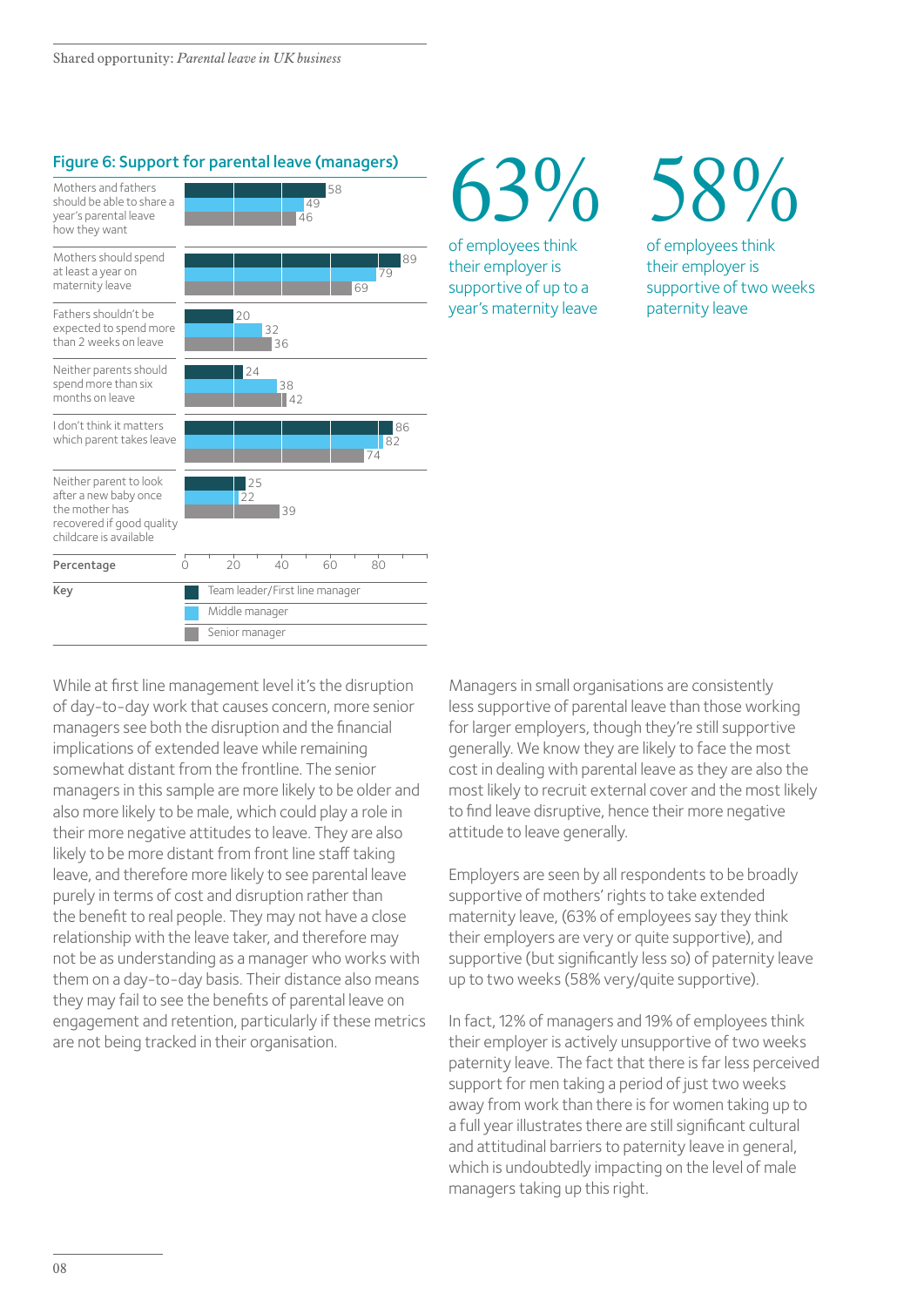### Figure 6: Support for parental leave (managers)

| Statement | Team leader/First line manager | Middle manager | Senior manager |
| --- | --- | --- | --- |
| Mothers and fathers should be able to share a year's parental leave how they want | 58 | 49 | 46 |
| Mothers should spend at least a year on maternity leave | 89 | 79 | 69 |
| Fathers shouldn't be expected to spend more than 2 weeks on leave | 20 | 32 | 36 |
| Neither parents should spend more than six months on leave | 24 | 38 | 42 |
| I don't think it matters which parent takes leave | 86 | 82 | 74 |
| Neither parent to look after a new baby once the mother has recovered if good quality childcare is available | 25 | 22 | 39 |

Percentage

**63%** of employees think their employer is supportive of up to a year's maternity leave

**58%** of employees think their employer is supportive of two weeks paternity leave

While at first line management level it's the disruption of day-to-day work that causes concern, more senior managers see both the disruption and the financial implications of extended leave while remaining somewhat distant from the frontline. The senior managers in this sample are more likely to be older and also more likely to be male, which could play a role in their more negative attitudes to leave. They are also likely to be more distant from front line staff taking leave, and therefore more likely to see parental leave purely in terms of cost and disruption rather than the benefit to real people. They may not have a close relationship with the leave taker, and therefore may not be as understanding as a manager who works with them on a day-to-day basis. Their distance also means they may fail to see the benefits of parental leave on engagement and retention, particularly if these metrics are not being tracked in their organisation.

Managers in small organisations are consistently less supportive of parental leave than those working for larger employers, though they're still supportive generally. We know they are likely to face the most cost in dealing with parental leave as they are also the most likely to recruit external cover and the most likely to find leave disruptive, hence their more negative attitude to leave generally.

Employers are seen by all respondents to be broadly supportive of mothers' rights to take extended maternity leave, (63% of employees say they think their employers are very or quite supportive), and supportive (but significantly less so) of paternity leave up to two weeks (58% very/quite supportive).

In fact, 12% of managers and 19% of employees think their employer is actively unsupportive of two weeks paternity leave. The fact that there is far less perceived support for men taking a period of just two weeks away from work than there is for women taking up to a full year illustrates there are still significant cultural and attitudinal barriers to paternity leave in general, which is undoubtedly impacting on the level of male managers taking up this right.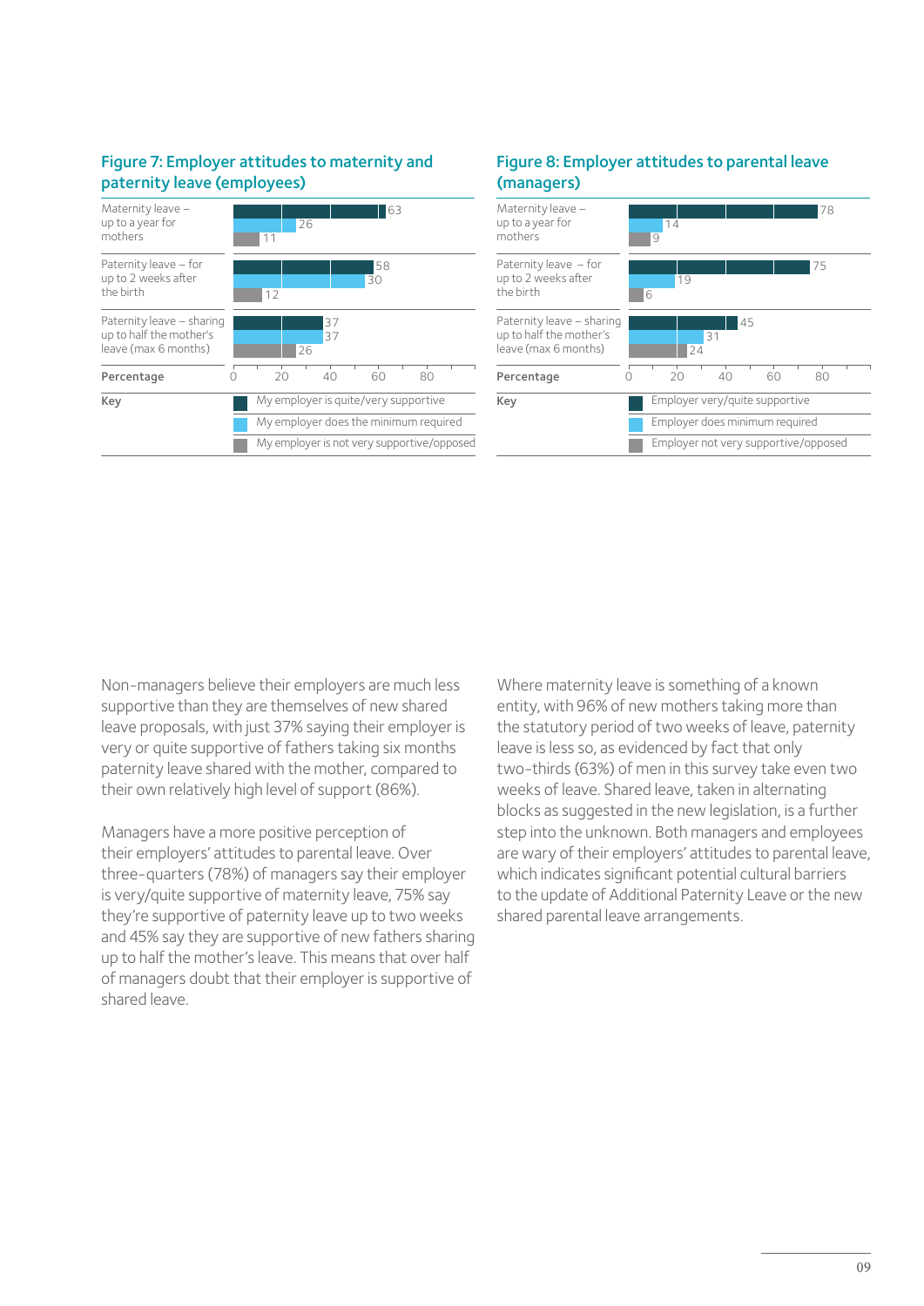## Figure 7: Employer attitudes to maternity and paternity leave (employees)

| | My employer is quite/very supportive | My employer does the minimum required | My employer is not very supportive/opposed |
|---|---|---|---|
| Maternity leave – up to a year for mothers | 63 | 26 | 11 |
| Paternity leave – for up to 2 weeks after the birth | 58 | 30 | 12 |
| Paternity leave – sharing up to half the mother's leave (max 6 months) | 37 | 37 | 26 |

Percentage

## Figure 8: Employer attitudes to parental leave (managers)

| | Employer very/quite supportive | Employer does minimum required | Employer not very supportive/opposed |
|---|---|---|---|
| Maternity leave – up to a year for mothers | 78 | 14 | 9 |
| Paternity leave – for up to 2 weeks after the birth | 75 | 19 | 6 |
| Paternity leave – sharing up to half the mother's leave (max 6 months) | 45 | 31 | 24 |

Percentage

Non-managers believe their employers are much less supportive than they are themselves of new shared leave proposals, with just 37% saying their employer is very or quite supportive of fathers taking six months paternity leave shared with the mother, compared to their own relatively high level of support (86%).

Managers have a more positive perception of their employers' attitudes to parental leave. Over three-quarters (78%) of managers say their employer is very/quite supportive of maternity leave, 75% say they're supportive of paternity leave up to two weeks and 45% say they are supportive of new fathers sharing up to half the mother's leave. This means that over half of managers doubt that their employer is supportive of shared leave.

Where maternity leave is something of a known entity, with 96% of new mothers taking more than the statutory period of two weeks of leave, paternity leave is less so, as evidenced by fact that only two-thirds (63%) of men in this survey take even two weeks of leave. Shared leave, taken in alternating blocks as suggested in the new legislation, is a further step into the unknown. Both managers and employees are wary of their employers' attitudes to parental leave, which indicates significant potential cultural barriers to the update of Additional Paternity Leave or the new shared parental leave arrangements.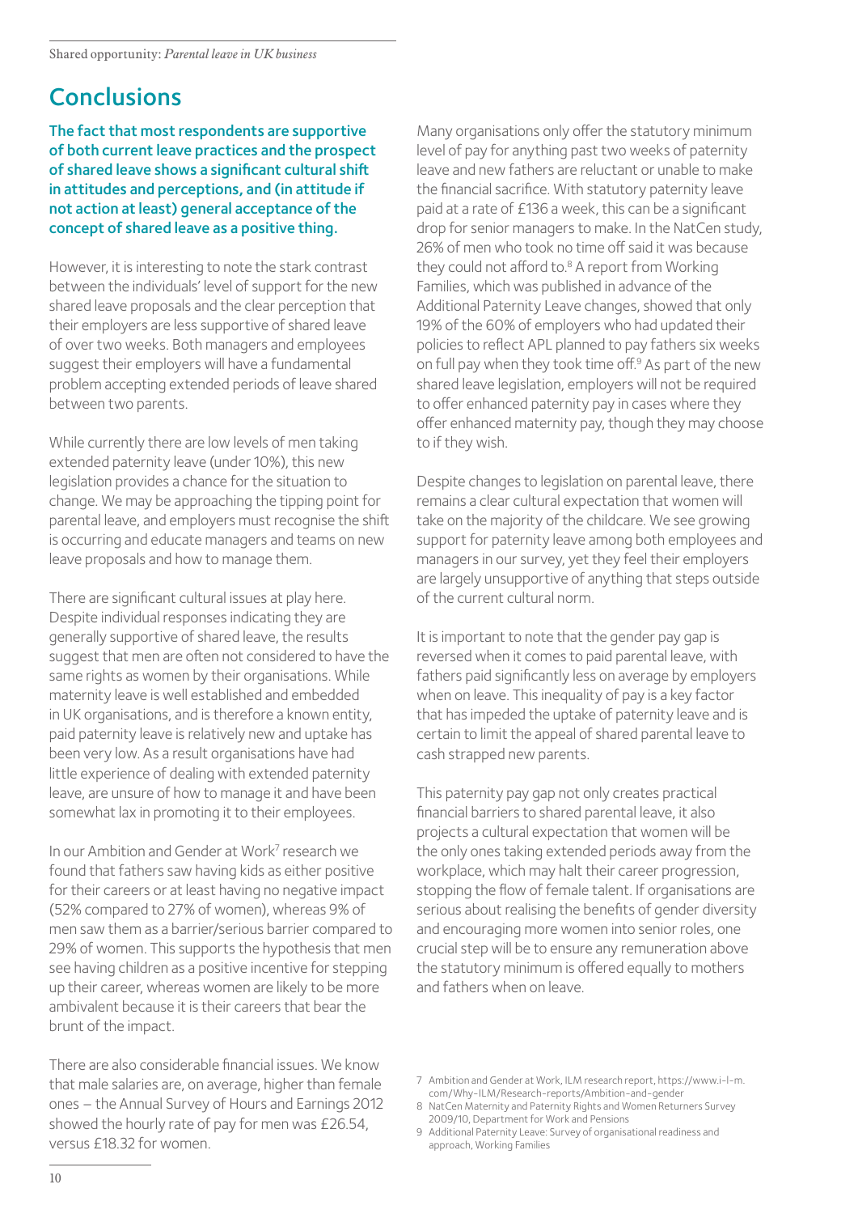## Conclusions

**The fact that most respondents are supportive of both current leave practices and the prospect of shared leave shows a significant cultural shift in attitudes and perceptions, and (in attitude if not action at least) general acceptance of the concept of shared leave as a positive thing.**

However, it is interesting to note the stark contrast between the individuals' level of support for the new shared leave proposals and the clear perception that their employers are less supportive of shared leave of over two weeks. Both managers and employees suggest their employers will have a fundamental problem accepting extended periods of leave shared between two parents.

While currently there are low levels of men taking extended paternity leave (under 10%), this new legislation provides a chance for the situation to change. We may be approaching the tipping point for parental leave, and employers must recognise the shift is occurring and educate managers and teams on new leave proposals and how to manage them.

There are significant cultural issues at play here. Despite individual responses indicating they are generally supportive of shared leave, the results suggest that men are often not considered to have the same rights as women by their organisations. While maternity leave is well established and embedded in UK organisations, and is therefore a known entity, paid paternity leave is relatively new and uptake has been very low. As a result organisations have had little experience of dealing with extended paternity leave, are unsure of how to manage it and have been somewhat lax in promoting it to their employees.

In our Ambition and Gender at Work[7] research we found that fathers saw having kids as either positive for their careers or at least having no negative impact (52% compared to 27% of women), whereas 9% of men saw them as a barrier/serious barrier compared to 29% of women. This supports the hypothesis that men see having children as a positive incentive for stepping up their career, whereas women are likely to be more ambivalent because it is their careers that bear the brunt of the impact.

There are also considerable financial issues. We know that male salaries are, on average, higher than female ones – the Annual Survey of Hours and Earnings 2012 showed the hourly rate of pay for men was £26.54, versus £18.32 for women.

Many organisations only offer the statutory minimum level of pay for anything past two weeks of paternity leave and new fathers are reluctant or unable to make the financial sacrifice. With statutory paternity leave paid at a rate of £136 a week, this can be a significant drop for senior managers to make. In the NatCen study, 26% of men who took no time off said it was because they could not afford to.[8] A report from Working Families, which was published in advance of the Additional Paternity Leave changes, showed that only 19% of the 60% of employers who had updated their policies to reflect APL planned to pay fathers six weeks on full pay when they took time off.[9] As part of the new shared leave legislation, employers will not be required to offer enhanced paternity pay in cases where they offer enhanced maternity pay, though they may choose to if they wish.

Despite changes to legislation on parental leave, there remains a clear cultural expectation that women will take on the majority of the childcare. We see growing support for paternity leave among both employees and managers in our survey, yet they feel their employers are largely unsupportive of anything that steps outside of the current cultural norm.

It is important to note that the gender pay gap is reversed when it comes to paid parental leave, with fathers paid significantly less on average by employers when on leave. This inequality of pay is a key factor that has impeded the uptake of paternity leave and is certain to limit the appeal of shared parental leave to cash strapped new parents.

This paternity pay gap not only creates practical financial barriers to shared parental leave, it also projects a cultural expectation that women will be the only ones taking extended periods away from the workplace, which may halt their career progression, stopping the flow of female talent. If organisations are serious about realising the benefits of gender diversity and encouraging more women into senior roles, one crucial step will be to ensure any remuneration above the statutory minimum is offered equally to mothers and fathers when on leave.

7 Ambition and Gender at Work, ILM research report, https://www.i-l-m.com/Why-ILM/Research-reports/Ambition-and-gender

8 NatCen Maternity and Paternity Rights and Women Returners Survey 2009/10, Department for Work and Pensions

9 Additional Paternity Leave: Survey of organisational readiness and approach, Working Families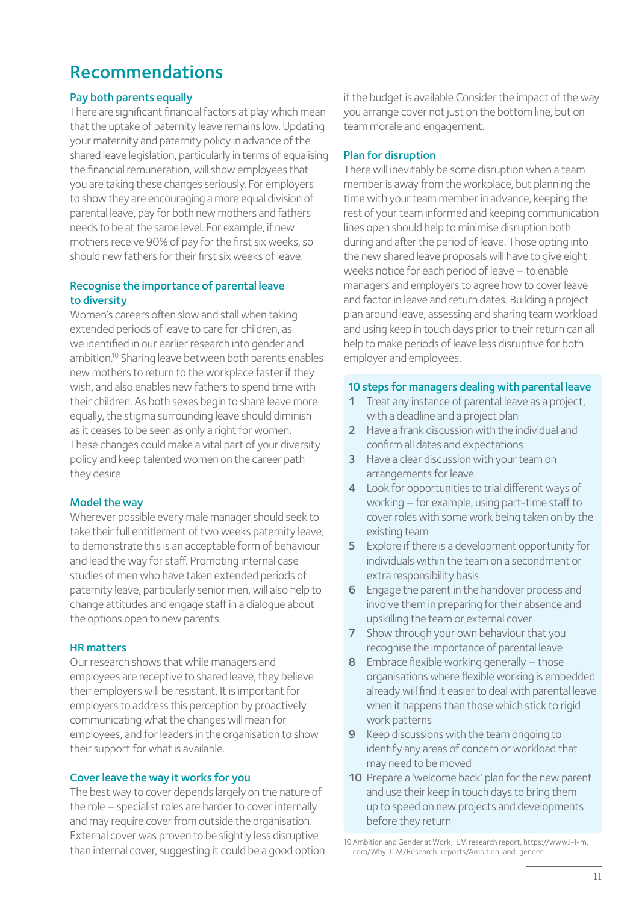## Recommendations

### Pay both parents equally

There are significant financial factors at play which mean that the uptake of paternity leave remains low. Updating your maternity and paternity policy in advance of the shared leave legislation, particularly in terms of equalising the financial remuneration, will show employees that you are taking these changes seriously. For employers to show they are encouraging a more equal division of parental leave, pay for both new mothers and fathers needs to be at the same level. For example, if new mothers receive 90% of pay for the first six weeks, so should new fathers for their first six weeks of leave.

### Recognise the importance of parental leave to diversity

Women's careers often slow and stall when taking extended periods of leave to care for children, as we identified in our earlier research into gender and ambition.[10] Sharing leave between both parents enables new mothers to return to the workplace faster if they wish, and also enables new fathers to spend time with their children. As both sexes begin to share leave more equally, the stigma surrounding leave should diminish as it ceases to be seen as only a right for women. These changes could make a vital part of your diversity policy and keep talented women on the career path they desire.

### Model the way

Wherever possible every male manager should seek to take their full entitlement of two weeks paternity leave, to demonstrate this is an acceptable form of behaviour and lead the way for staff. Promoting internal case studies of men who have taken extended periods of paternity leave, particularly senior men, will also help to change attitudes and engage staff in a dialogue about the options open to new parents.

### HR matters

Our research shows that while managers and employees are receptive to shared leave, they believe their employers will be resistant. It is important for employers to address this perception by proactively communicating what the changes will mean for employees, and for leaders in the organisation to show their support for what is available.

### Cover leave the way it works for you

The best way to cover depends largely on the nature of the role – specialist roles are harder to cover internally and may require cover from outside the organisation. External cover was proven to be slightly less disruptive than internal cover, suggesting it could be a good option if the budget is available Consider the impact of the way you arrange cover not just on the bottom line, but on team morale and engagement.

### Plan for disruption

There will inevitably be some disruption when a team member is away from the workplace, but planning the time with your team member in advance, keeping the rest of your team informed and keeping communication lines open should help to minimise disruption both during and after the period of leave. Those opting into the new shared leave proposals will have to give eight weeks notice for each period of leave – to enable managers and employers to agree how to cover leave and factor in leave and return dates. Building a project plan around leave, assessing and sharing team workload and using keep in touch days prior to their return can all help to make periods of leave less disruptive for both employer and employees.

### 10 steps for managers dealing with parental leave

1. Treat any instance of parental leave as a project, with a deadline and a project plan
2. Have a frank discussion with the individual and confirm all dates and expectations
3. Have a clear discussion with your team on arrangements for leave
4. Look for opportunities to trial different ways of working – for example, using part-time staff to cover roles with some work being taken on by the existing team
5. Explore if there is a development opportunity for individuals within the team on a secondment or extra responsibility basis
6. Engage the parent in the handover process and involve them in preparing for their absence and upskilling the team or external cover
7. Show through your own behaviour that you recognise the importance of parental leave
8. Embrace flexible working generally – those organisations where flexible working is embedded already will find it easier to deal with parental leave when it happens than those which stick to rigid work patterns
9. Keep discussions with the team ongoing to identify any areas of concern or workload that may need to be moved
10. Prepare a 'welcome back' plan for the new parent and use their keep in touch days to bring them up to speed on new projects and developments before they return

10 Ambition and Gender at Work, ILM research report, https://www.i-l-m.com/Why-ILM/Research-reports/Ambition-and-gender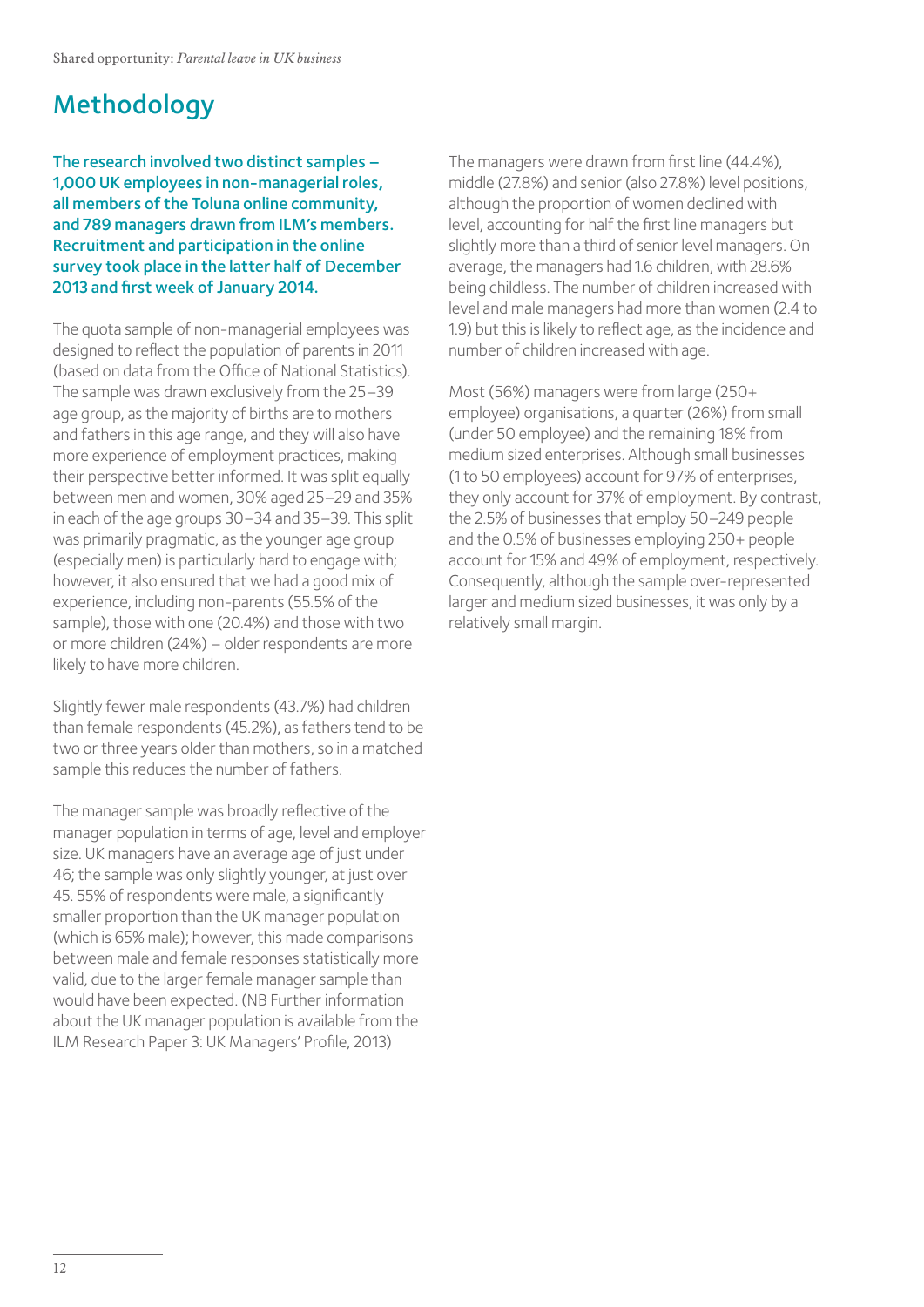## Methodology

**The research involved two distinct samples – 1,000 UK employees in non-managerial roles, all members of the Toluna online community, and 789 managers drawn from ILM's members. Recruitment and participation in the online survey took place in the latter half of December 2013 and first week of January 2014.**

The quota sample of non-managerial employees was designed to reflect the population of parents in 2011 (based on data from the Office of National Statistics). The sample was drawn exclusively from the 25–39 age group, as the majority of births are to mothers and fathers in this age range, and they will also have more experience of employment practices, making their perspective better informed. It was split equally between men and women, 30% aged 25–29 and 35% in each of the age groups 30–34 and 35–39. This split was primarily pragmatic, as the younger age group (especially men) is particularly hard to engage with; however, it also ensured that we had a good mix of experience, including non-parents (55.5% of the sample), those with one (20.4%) and those with two or more children (24%) – older respondents are more likely to have more children.

Slightly fewer male respondents (43.7%) had children than female respondents (45.2%), as fathers tend to be two or three years older than mothers, so in a matched sample this reduces the number of fathers.

The manager sample was broadly reflective of the manager population in terms of age, level and employer size. UK managers have an average age of just under 46; the sample was only slightly younger, at just over 45. 55% of respondents were male, a significantly smaller proportion than the UK manager population (which is 65% male); however, this made comparisons between male and female responses statistically more valid, due to the larger female manager sample than would have been expected. (NB Further information about the UK manager population is available from the ILM Research Paper 3: UK Managers' Profile, 2013)

The managers were drawn from first line (44.4%), middle (27.8%) and senior (also 27.8%) level positions, although the proportion of women declined with level, accounting for half the first line managers but slightly more than a third of senior level managers. On average, the managers had 1.6 children, with 28.6% being childless. The number of children increased with level and male managers had more than women (2.4 to 1.9) but this is likely to reflect age, as the incidence and number of children increased with age.

Most (56%) managers were from large (250+ employee) organisations, a quarter (26%) from small (under 50 employee) and the remaining 18% from medium sized enterprises. Although small businesses (1 to 50 employees) account for 97% of enterprises, they only account for 37% of employment. By contrast, the 2.5% of businesses that employ 50–249 people and the 0.5% of businesses employing 250+ people account for 15% and 49% of employment, respectively. Consequently, although the sample over-represented larger and medium sized businesses, it was only by a relatively small margin.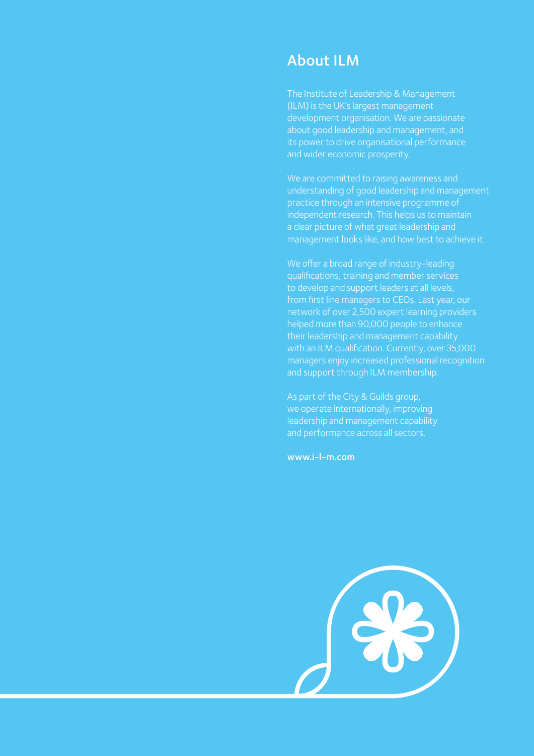## About ILM

The Institute of Leadership & Management (ILM) is the UK's largest management development organisation. We are passionate about good leadership and management, and its power to drive organisational performance and wider economic prosperity.

We are committed to raising awareness and understanding of good leadership and management practice through an intensive programme of independent research. This helps us to maintain a clear picture of what great leadership and management looks like, and how best to achieve it.

We offer a broad range of industry-leading qualifications, training and member services to develop and support leaders at all levels, from first line managers to CEOs. Last year, our network of over 2,500 expert learning providers helped more than 90,000 people to enhance their leadership and management capability with an ILM qualification. Currently, over 35,000 managers enjoy increased professional recognition and support through ILM membership.

As part of the City & Guilds group, we operate internationally, improving leadership and management capability and performance across all sectors.

**www.i-l-m.com**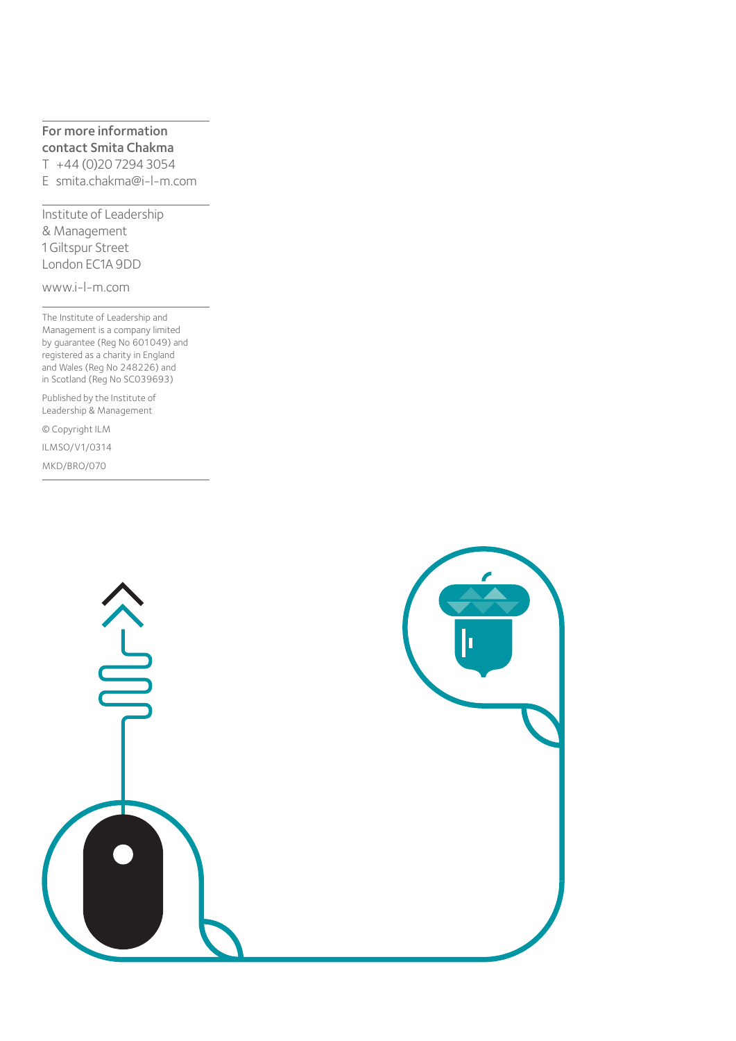**For more information contact Smita Chakma**
T +44 (0)20 7294 3054
E smita.chakma@i-l-m.com

Institute of Leadership & Management
1 Giltspur Street
London EC1A 9DD

www.i-l-m.com

The Institute of Leadership and Management is a company limited by guarantee (Reg No 601049) and registered as a charity in England and Wales (Reg No 248226) and in Scotland (Reg No SC039693)

Published by the Institute of Leadership & Management

© Copyright ILM

ILMSO/V1/0314

MKD/BRO/070